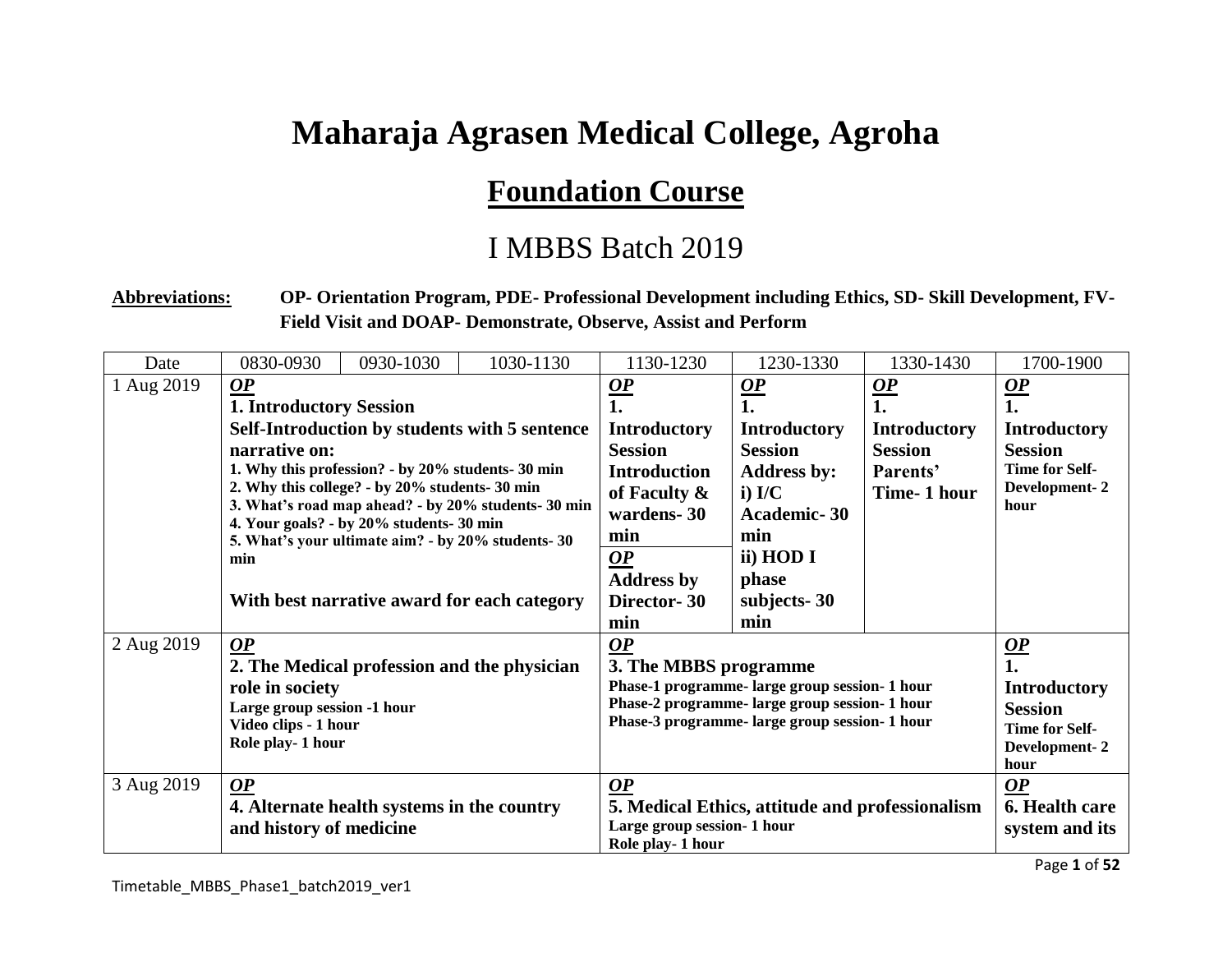# Maharaja Agrasen Medical College, Agroha

## Foundation Course

## I MBBS Batch 2019

**Abbreviations:** **OP- Orientation Program, PDE- Professional Development including Ethics, SD- Skill Development, FV- Field Visit and DOAP- Demonstrate, Observe, Assist and Perform**

| Date | 0830-0930 | 0930-1030 | 1030-1130 | 1130-1230 | 1230-1330 | 1330-1430 | 1700-1900 |
|---|---|---|---|---|---|---|---|
| 1 Aug 2019 | ***OP*** **1. Introductory Session** **Self-Introduction by students with 5 sentence narrative on:** **1. Why this profession? - by 20% students- 30 min** **2. Why this college? - by 20% students- 30 min** **3. What's road map ahead? - by 20% students- 30 min** **4. Your goals? - by 20% students- 30 min** **5. What's your ultimate aim? - by 20% students- 30 min** **With best narrative award for each category** | | | ***OP*** **1. Introductory Session Introduction of Faculty & wardens- 30 min** ***OP*** **Address by Director- 30 min** | ***OP*** **1. Introductory Session Address by: i) I/C Academic- 30 min ii) HOD I phase subjects- 30 min** | ***OP*** **1. Introductory Session Parents' Time- 1 hour** | ***OP*** **1. Introductory Session Time for Self-Development- 2 hour** |
| 2 Aug 2019 | ***OP*** **2. The Medical profession and the physician role in society** **Large group session -1 hour** **Video clips - 1 hour** **Role play- 1 hour** | | | ***OP*** **3. The MBBS programme** **Phase-1 programme- large group session- 1 hour** **Phase-2 programme- large group session- 1 hour** **Phase-3 programme- large group session- 1 hour** | | | ***OP*** **1. Introductory Session Time for Self-Development- 2 hour** |
| 3 Aug 2019 | ***OP*** **4. Alternate health systems in the country and history of medicine** | | | ***OP*** **5. Medical Ethics, attitude and professionalism** **Large group session- 1 hour** **Role play- 1 hour** | | | ***OP*** **6. Health care system and its** |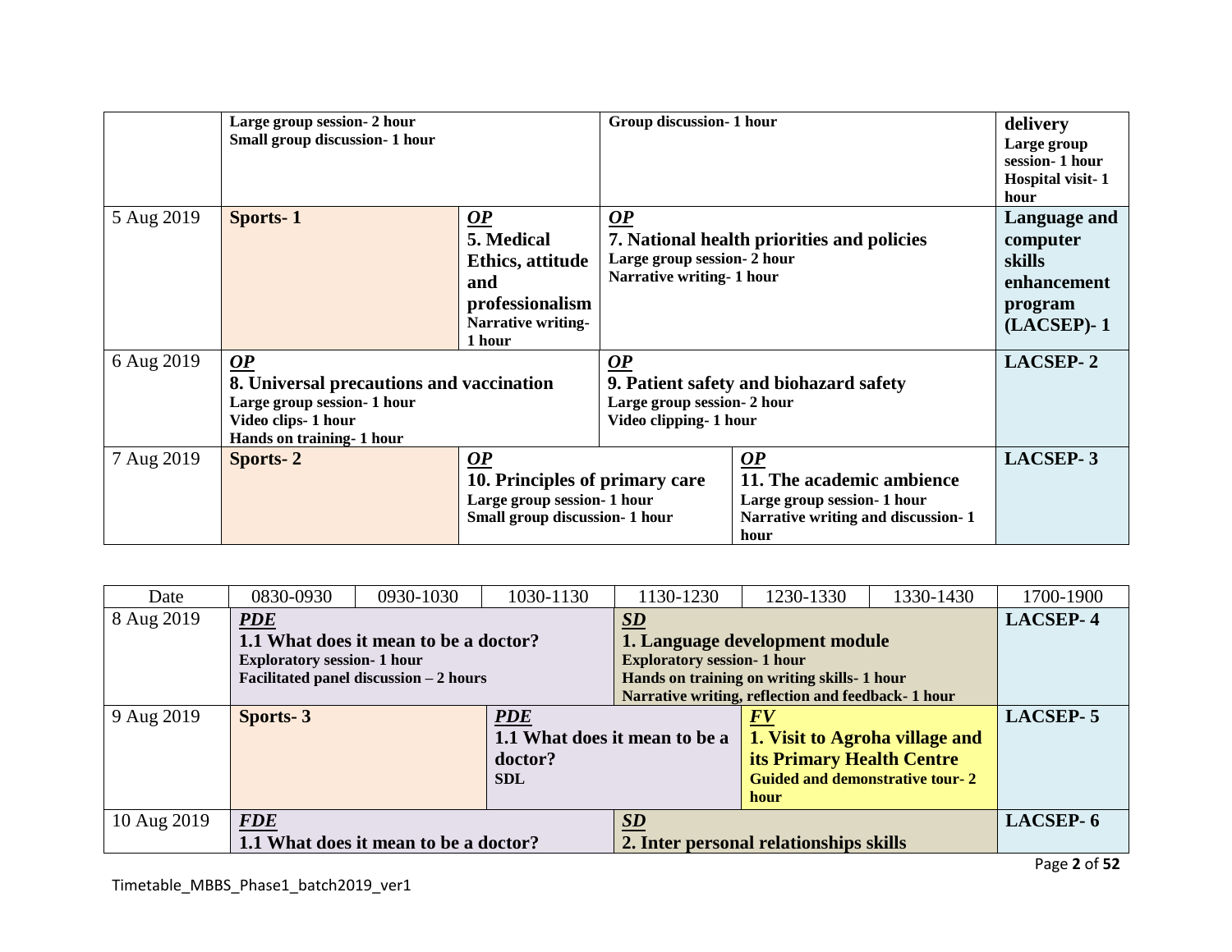| | | | | |
|---|---|---|---|---|
| | Large group session- 2 hour<br>Small group discussion- 1 hour | | Group discussion- 1 hour | delivery<br>Large group session- 1 hour<br>Hospital visit- 1 hour |
| 5 Aug 2019 | **Sports- 1** | ***OP***<br>**5. Medical Ethics, attitude and professionalism**<br>Narrative writing- 1 hour | ***OP***<br>**7. National health priorities and policies**<br>Large group session- 2 hour<br>Narrative writing- 1 hour | **Language and computer skills enhancement program (LACSEP)- 1** |
| 6 Aug 2019 | ***OP***<br>**8. Universal precautions and vaccination**<br>Large group session- 1 hour<br>Video clips- 1 hour<br>Hands on training- 1 hour | | ***OP***<br>**9. Patient safety and biohazard safety**<br>Large group session- 2 hour<br>Video clipping- 1 hour | **LACSEP- 2** |
| 7 Aug 2019 | **Sports- 2** | ***OP***<br>**10. Principles of primary care**<br>Large group session- 1 hour<br>Small group discussion- 1 hour | ***OP***<br>**11. The academic ambience**<br>Large group session- 1 hour<br>Narrative writing and discussion- 1 hour | **LACSEP- 3** |

| Date | 0830-0930 | 0930-1030 | 1030-1130 | 1130-1230 | 1230-1330 | 1330-1430 | 1700-1900 |
|---|---|---|---|---|---|---|---|
| 8 Aug 2019 | ***PDE***<br>**1.1 What does it mean to be a doctor?**<br>Exploratory session- 1 hour<br>Facilitated panel discussion – 2 hours | | | ***SD***<br>**1. Language development module**<br>Exploratory session- 1 hour<br>Hands on training on writing skills- 1 hour<br>Narrative writing, reflection and feedback- 1 hour | | | **LACSEP- 4** |
| 9 Aug 2019 | **Sports- 3** | | ***PDE***<br>**1.1 What does it mean to be a doctor?**<br>SDL | | ***FV***<br>**1. Visit to Agroha village and its Primary Health Centre**<br>Guided and demonstrative tour- 2 hour | | **LACSEP- 5** |
| 10 Aug 2019 | ***FDE***<br>**1.1 What does it mean to be a doctor?** | | | ***SD***<br>**2. Inter personal relationships skills** | | | **LACSEP- 6** |

Timetable_MBBS_Phase1_batch2019_ver1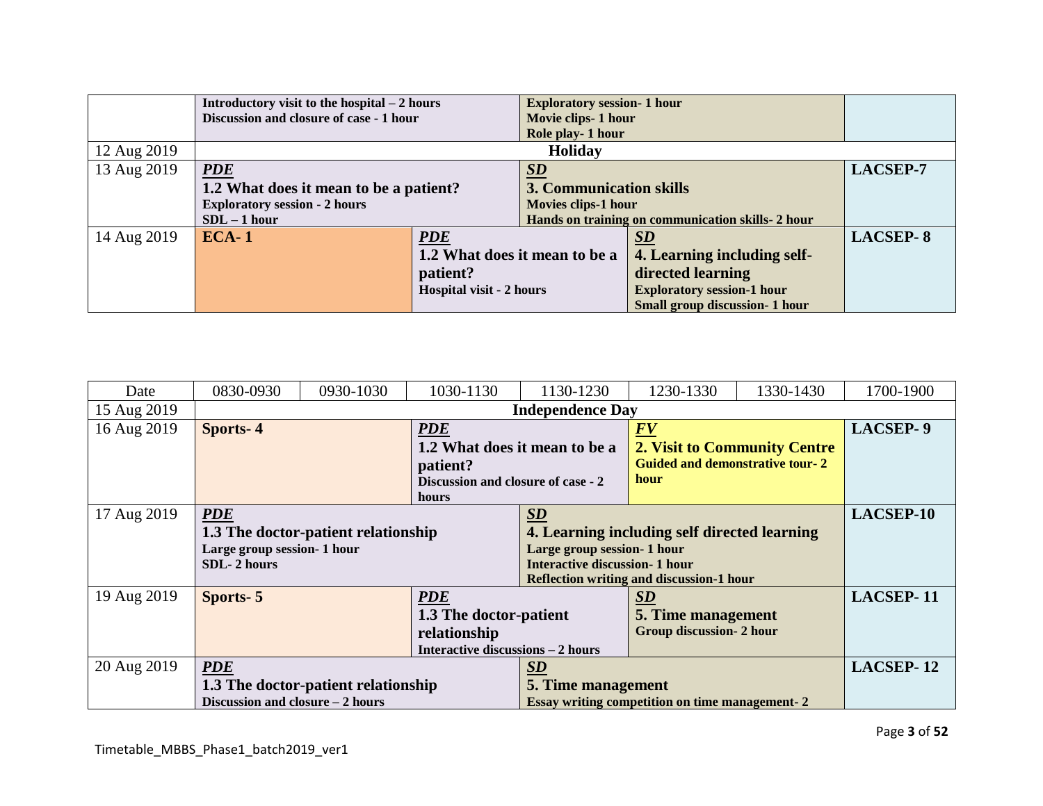| | | | | | | | |
|---|---|---|---|---|---|---|---|
| | **Introductory visit to the hospital – 2 hours** **Discussion and closure of case - 1 hour** | | | **Exploratory session- 1 hour** **Movie clips- 1 hour** **Role play- 1 hour** | | | |
| 12 Aug 2019 | **Holiday** | | | | | | |
| 13 Aug 2019 | ***PDE*** **1.2 What does it mean to be a patient?** **Exploratory session - 2 hours** **SDL – 1 hour** | | | ***SD*** **3. Communication skills** **Movies clips-1 hour** **Hands on training on communication skills- 2 hour** | | | **LACSEP-7** |
| 14 Aug 2019 | **ECA- 1** | | ***PDE*** **1.2 What does it mean to be a patient?** **Hospital visit - 2 hours** | | ***SD*** **4. Learning including self-directed learning** **Exploratory session-1 hour** **Small group discussion- 1 hour** | | **LACSEP- 8** |

| Date | 0830-0930 | 0930-1030 | 1030-1130 | 1130-1230 | 1230-1330 | 1330-1430 | 1700-1900 |
|---|---|---|---|---|---|---|---|
| 15 Aug 2019 | **Independence Day** | | | | | | |
| 16 Aug 2019 | **Sports- 4** | | ***PDE*** **1.2 What does it mean to be a patient?** **Discussion and closure of case - 2 hours** | | ***FV*** **2. Visit to Community Centre** **Guided and demonstrative tour- 2 hour** | | **LACSEP- 9** |
| 17 Aug 2019 | ***PDE*** **1.3 The doctor-patient relationship** **Large group session- 1 hour** **SDL- 2 hours** | | | ***SD*** **4. Learning including self directed learning** **Large group session- 1 hour** **Interactive discussion- 1 hour** **Reflection writing and discussion-1 hour** | | | **LACSEP-10** |
| 19 Aug 2019 | **Sports- 5** | | ***PDE*** **1.3 The doctor-patient relationship** **Interactive discussions – 2 hours** | | ***SD*** **5. Time management** **Group discussion- 2 hour** | | **LACSEP- 11** |
| 20 Aug 2019 | ***PDE*** **1.3 The doctor-patient relationship** **Discussion and closure – 2 hours** | | | ***SD*** **5. Time management** **Essay writing competition on time management- 2** | | | **LACSEP- 12** |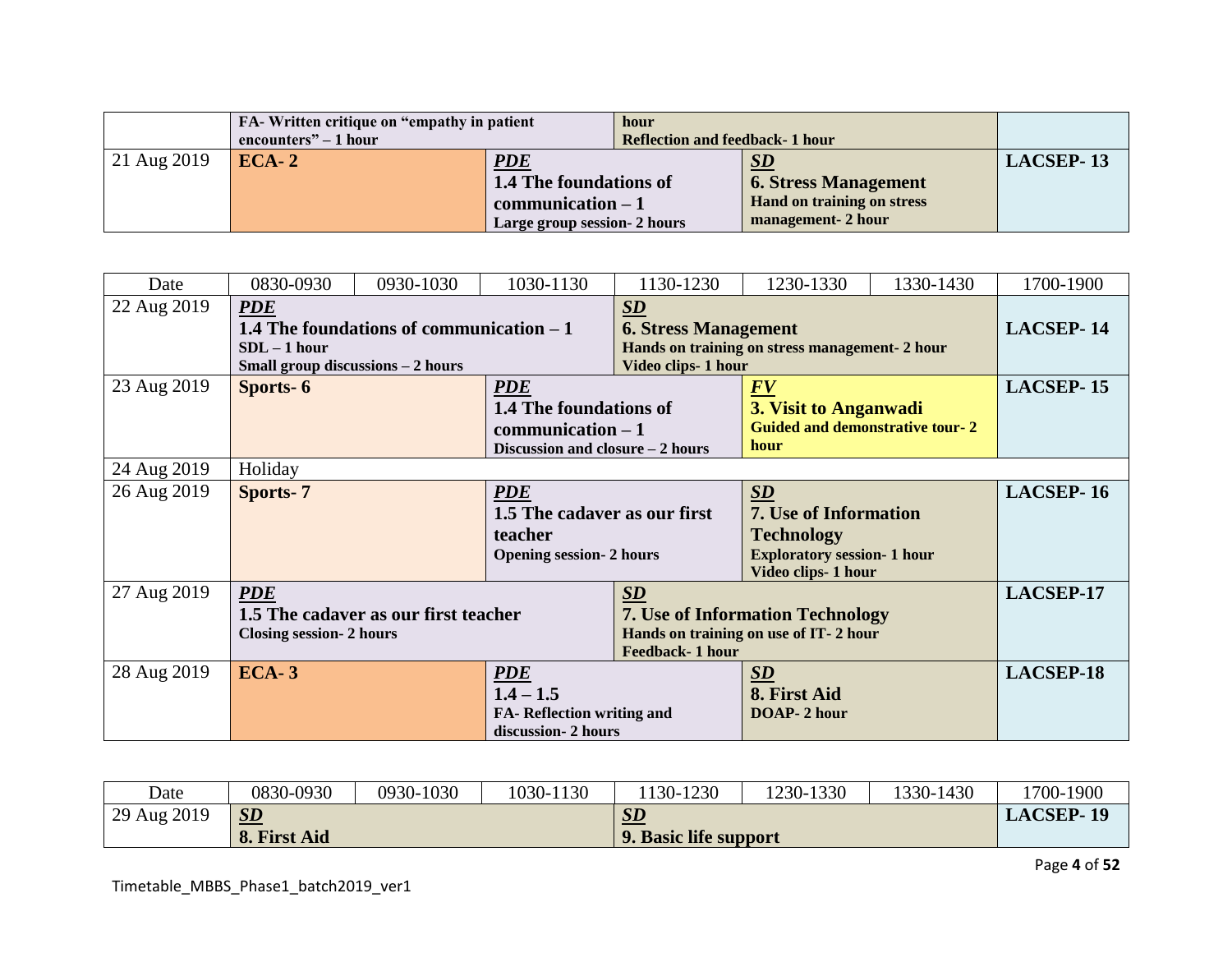| | | | | | | | |
|---|---|---|---|---|---|---|---|
| | FA- Written critique on "empathy in patient encounters" – 1 hour | | | hour<br>Reflection and feedback- 1 hour | | | |
| 21 Aug 2019 | **ECA- 2** | | ***PDE***<br>**1.4 The foundations of communication – 1**<br>**Large group session- 2 hours** | | ***SD***<br>**6. Stress Management**<br>**Hand on training on stress management- 2 hour** | | **LACSEP- 13** |

| Date | 0830-0930 | 0930-1030 | 1030-1130 | 1130-1230 | 1230-1330 | 1330-1430 | 1700-1900 |
|---|---|---|---|---|---|---|---|
| 22 Aug 2019 | ***PDE***<br>**1.4 The foundations of communication – 1**<br>**SDL – 1 hour**<br>**Small group discussions – 2 hours** | | | ***SD***<br>**6. Stress Management**<br>**Hands on training on stress management- 2 hour**<br>**Video clips- 1 hour** | | | **LACSEP- 14** |
| 23 Aug 2019 | **Sports- 6** | | ***PDE***<br>**1.4 The foundations of communication – 1**<br>**Discussion and closure – 2 hours** | | ***FV***<br>**3. Visit to Anganwadi**<br>**Guided and demonstrative tour- 2 hour** | | **LACSEP- 15** |
| 24 Aug 2019 | Holiday | | | | | | |
| 26 Aug 2019 | **Sports- 7** | | ***PDE***<br>**1.5 The cadaver as our first teacher**<br>**Opening session- 2 hours** | | ***SD***<br>**7. Use of Information Technology**<br>**Exploratory session- 1 hour**<br>**Video clips- 1 hour** | | **LACSEP- 16** |
| 27 Aug 2019 | ***PDE***<br>**1.5 The cadaver as our first teacher**<br>**Closing session- 2 hours** | | | ***SD***<br>**7. Use of Information Technology**<br>**Hands on training on use of IT- 2 hour**<br>**Feedback- 1 hour** | | | **LACSEP-17** |
| 28 Aug 2019 | **ECA- 3** | | ***PDE***<br>**1.4 – 1.5**<br>**FA- Reflection writing and discussion- 2 hours** | | ***SD***<br>**8. First Aid**<br>**DOAP- 2 hour** | | **LACSEP-18** |

| Date | 0830-0930 | 0930-1030 | 1030-1130 | 1130-1230 | 1230-1330 | 1330-1430 | 1700-1900 |
|---|---|---|---|---|---|---|---|
| 29 Aug 2019 | ***SD***<br>**8. First Aid** | | | ***SD***<br>**9. Basic life support** | | | **LACSEP- 19** |

Timetable_MBBS_Phase1_batch2019_ver1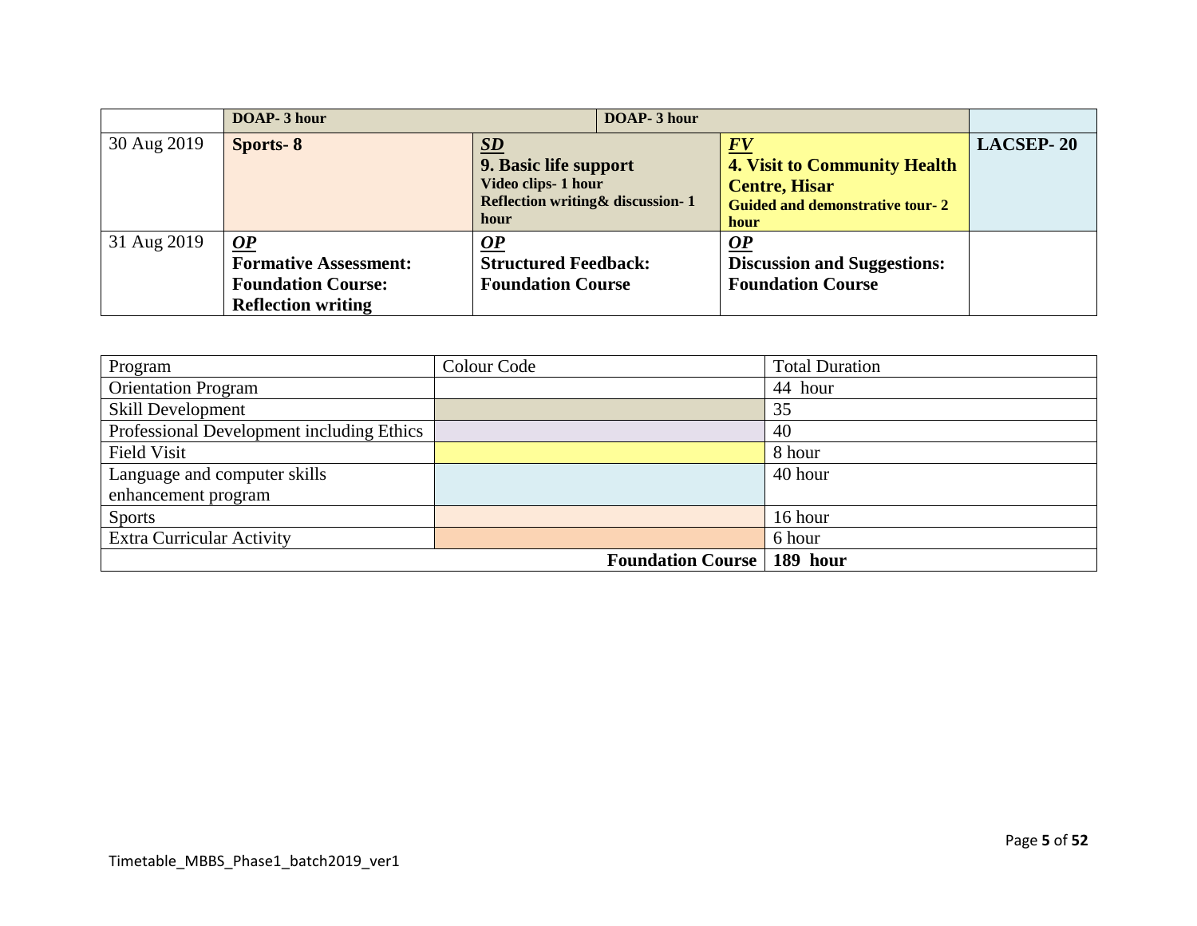| | | | | |
|---|---|---|---|---|
| | DOAP- 3 hour | | DOAP- 3 hour | |
| 30 Aug 2019 | **Sports- 8** | ***SD*** **9. Basic life support** **Video clips- 1 hour** **Reflection writing& discussion- 1 hour** | ***FV*** **4. Visit to Community Health Centre, Hisar** **Guided and demonstrative tour- 2 hour** | **LACSEP- 20** |
| 31 Aug 2019 | ***OP*** **Formative Assessment: Foundation Course: Reflection writing** | ***OP*** **Structured Feedback: Foundation Course** | ***OP*** **Discussion and Suggestions: Foundation Course** | |

| Program | Colour Code | Total Duration |
|---|---|---|
| Orientation Program | | 44 hour |
| Skill Development | | 35 |
| Professional Development including Ethics | | 40 |
| Field Visit | | 8 hour |
| Language and computer skills enhancement program | | 40 hour |
| Sports | | 16 hour |
| Extra Curricular Activity | | 6 hour |
| | **Foundation Course** | **189 hour** |